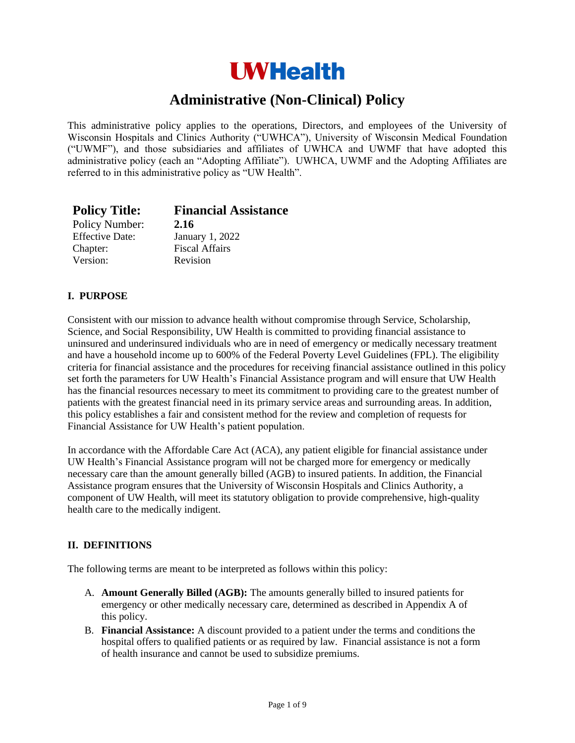# UWHealth

## Administrative (Non-Clinical) Policy

This administrative policy applies to the operations, Directors, and employees of the University of Wisconsin Hospitals and Clinics Authority ("UWHCA"), University of Wisconsin Medical Foundation ("UWMF"), and those subsidiaries and affiliates of UWHCA and UWMF that have adopted this administrative policy (each an "Adopting Affiliate"). UWHCA, UWMF and the Adopting Affiliates are referred to in this administrative policy as "UW Health".

| **Policy Title:** | **Financial Assistance** |
|---|---|
| Policy Number: | **2.16** |
| Effective Date: | January 1, 2022 |
| Chapter: | Fiscal Affairs |
| Version: | Revision |

### I. PURPOSE

Consistent with our mission to advance health without compromise through Service, Scholarship, Science, and Social Responsibility, UW Health is committed to providing financial assistance to uninsured and underinsured individuals who are in need of emergency or medically necessary treatment and have a household income up to 600% of the Federal Poverty Level Guidelines (FPL). The eligibility criteria for financial assistance and the procedures for receiving financial assistance outlined in this policy set forth the parameters for UW Health's Financial Assistance program and will ensure that UW Health has the financial resources necessary to meet its commitment to providing care to the greatest number of patients with the greatest financial need in its primary service areas and surrounding areas. In addition, this policy establishes a fair and consistent method for the review and completion of requests for Financial Assistance for UW Health's patient population.

In accordance with the Affordable Care Act (ACA), any patient eligible for financial assistance under UW Health's Financial Assistance program will not be charged more for emergency or medically necessary care than the amount generally billed (AGB) to insured patients. In addition, the Financial Assistance program ensures that the University of Wisconsin Hospitals and Clinics Authority, a component of UW Health, will meet its statutory obligation to provide comprehensive, high-quality health care to the medically indigent.

### II. DEFINITIONS

The following terms are meant to be interpreted as follows within this policy:

A. **Amount Generally Billed (AGB):** The amounts generally billed to insured patients for emergency or other medically necessary care, determined as described in Appendix A of this policy.

B. **Financial Assistance:** A discount provided to a patient under the terms and conditions the hospital offers to qualified patients or as required by law. Financial assistance is not a form of health insurance and cannot be used to subsidize premiums.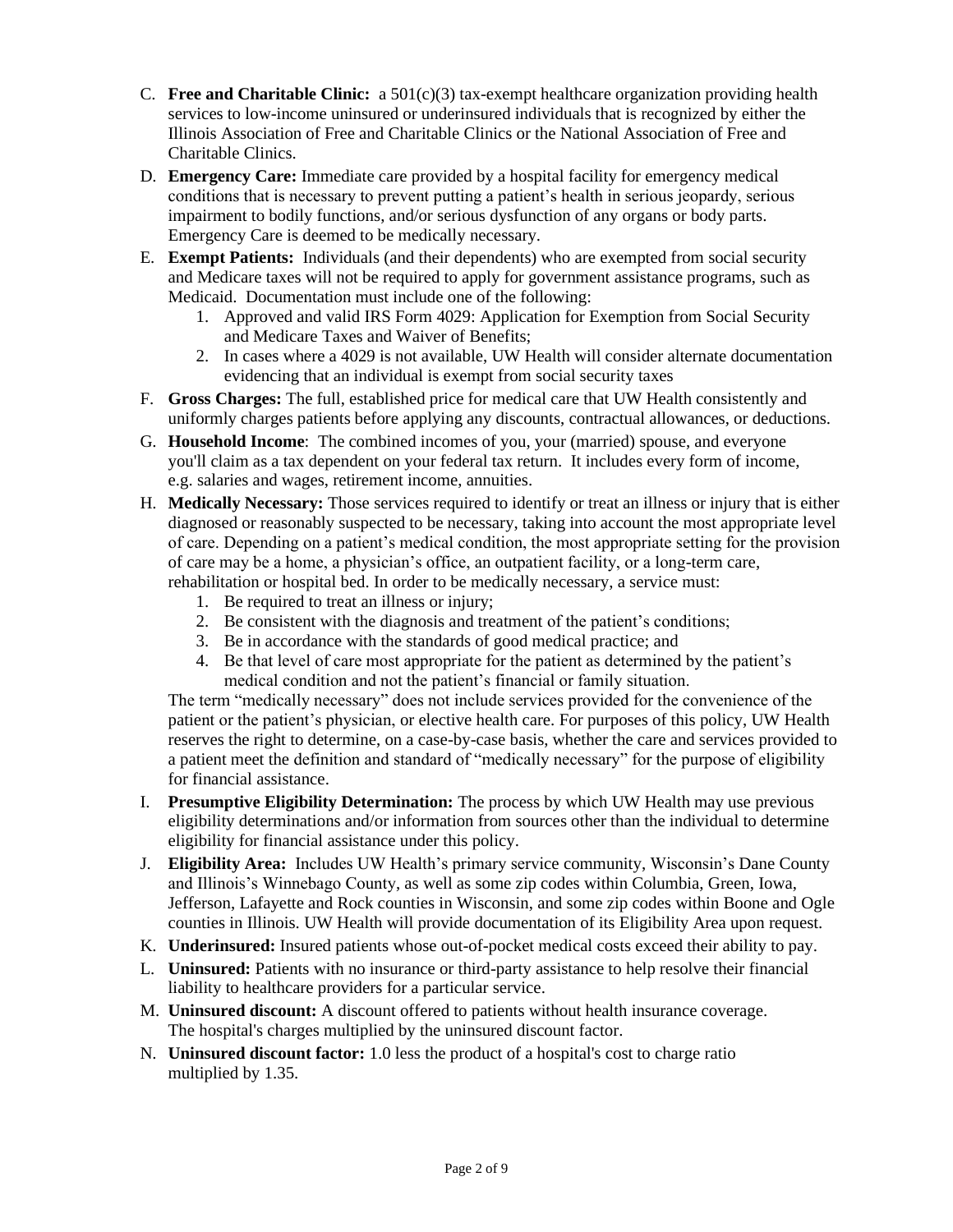C. **Free and Charitable Clinic:** a 501(c)(3) tax-exempt healthcare organization providing health services to low-income uninsured or underinsured individuals that is recognized by either the Illinois Association of Free and Charitable Clinics or the National Association of Free and Charitable Clinics.

D. **Emergency Care:** Immediate care provided by a hospital facility for emergency medical conditions that is necessary to prevent putting a patient's health in serious jeopardy, serious impairment to bodily functions, and/or serious dysfunction of any organs or body parts. Emergency Care is deemed to be medically necessary.

E. **Exempt Patients:** Individuals (and their dependents) who are exempted from social security and Medicare taxes will not be required to apply for government assistance programs, such as Medicaid. Documentation must include one of the following:
   1. Approved and valid IRS Form 4029: Application for Exemption from Social Security and Medicare Taxes and Waiver of Benefits;
   2. In cases where a 4029 is not available, UW Health will consider alternate documentation evidencing that an individual is exempt from social security taxes

F. **Gross Charges:** The full, established price for medical care that UW Health consistently and uniformly charges patients before applying any discounts, contractual allowances, or deductions.

G. **Household Income**: The combined incomes of you, your (married) spouse, and everyone you'll claim as a tax dependent on your federal tax return. It includes every form of income, e.g. salaries and wages, retirement income, annuities.

H. **Medically Necessary:** Those services required to identify or treat an illness or injury that is either diagnosed or reasonably suspected to be necessary, taking into account the most appropriate level of care. Depending on a patient's medical condition, the most appropriate setting for the provision of care may be a home, a physician's office, an outpatient facility, or a long-term care, rehabilitation or hospital bed. In order to be medically necessary, a service must:
   1. Be required to treat an illness or injury;
   2. Be consistent with the diagnosis and treatment of the patient's conditions;
   3. Be in accordance with the standards of good medical practice; and
   4. Be that level of care most appropriate for the patient as determined by the patient's medical condition and not the patient's financial or family situation.

   The term "medically necessary" does not include services provided for the convenience of the patient or the patient's physician, or elective health care. For purposes of this policy, UW Health reserves the right to determine, on a case-by-case basis, whether the care and services provided to a patient meet the definition and standard of "medically necessary" for the purpose of eligibility for financial assistance.

I. **Presumptive Eligibility Determination:** The process by which UW Health may use previous eligibility determinations and/or information from sources other than the individual to determine eligibility for financial assistance under this policy.

J. **Eligibility Area:** Includes UW Health's primary service community, Wisconsin's Dane County and Illinois's Winnebago County, as well as some zip codes within Columbia, Green, Iowa, Jefferson, Lafayette and Rock counties in Wisconsin, and some zip codes within Boone and Ogle counties in Illinois. UW Health will provide documentation of its Eligibility Area upon request.

K. **Underinsured:** Insured patients whose out-of-pocket medical costs exceed their ability to pay.

L. **Uninsured:** Patients with no insurance or third-party assistance to help resolve their financial liability to healthcare providers for a particular service.

M. **Uninsured discount:** A discount offered to patients without health insurance coverage. The hospital's charges multiplied by the uninsured discount factor.

N. **Uninsured discount factor:** 1.0 less the product of a hospital's cost to charge ratio multiplied by 1.35.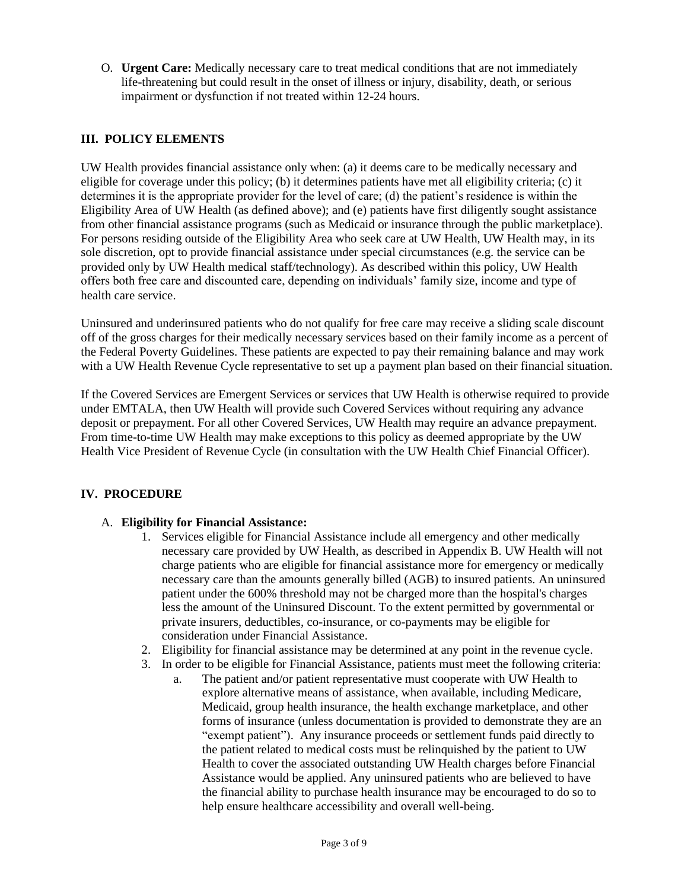O. **Urgent Care:** Medically necessary care to treat medical conditions that are not immediately life-threatening but could result in the onset of illness or injury, disability, death, or serious impairment or dysfunction if not treated within 12-24 hours.

## III. POLICY ELEMENTS

UW Health provides financial assistance only when: (a) it deems care to be medically necessary and eligible for coverage under this policy; (b) it determines patients have met all eligibility criteria; (c) it determines it is the appropriate provider for the level of care; (d) the patient's residence is within the Eligibility Area of UW Health (as defined above); and (e) patients have first diligently sought assistance from other financial assistance programs (such as Medicaid or insurance through the public marketplace). For persons residing outside of the Eligibility Area who seek care at UW Health, UW Health may, in its sole discretion, opt to provide financial assistance under special circumstances (e.g. the service can be provided only by UW Health medical staff/technology). As described within this policy, UW Health offers both free care and discounted care, depending on individuals' family size, income and type of health care service.

Uninsured and underinsured patients who do not qualify for free care may receive a sliding scale discount off of the gross charges for their medically necessary services based on their family income as a percent of the Federal Poverty Guidelines. These patients are expected to pay their remaining balance and may work with a UW Health Revenue Cycle representative to set up a payment plan based on their financial situation.

If the Covered Services are Emergent Services or services that UW Health is otherwise required to provide under EMTALA, then UW Health will provide such Covered Services without requiring any advance deposit or prepayment. For all other Covered Services, UW Health may require an advance prepayment. From time-to-time UW Health may make exceptions to this policy as deemed appropriate by the UW Health Vice President of Revenue Cycle (in consultation with the UW Health Chief Financial Officer).

## IV. PROCEDURE

A. **Eligibility for Financial Assistance:**

1. Services eligible for Financial Assistance include all emergency and other medically necessary care provided by UW Health, as described in Appendix B. UW Health will not charge patients who are eligible for financial assistance more for emergency or medically necessary care than the amounts generally billed (AGB) to insured patients. An uninsured patient under the 600% threshold may not be charged more than the hospital's charges less the amount of the Uninsured Discount. To the extent permitted by governmental or private insurers, deductibles, co-insurance, or co-payments may be eligible for consideration under Financial Assistance.
2. Eligibility for financial assistance may be determined at any point in the revenue cycle.
3. In order to be eligible for Financial Assistance, patients must meet the following criteria:
   a. The patient and/or patient representative must cooperate with UW Health to explore alternative means of assistance, when available, including Medicare, Medicaid, group health insurance, the health exchange marketplace, and other forms of insurance (unless documentation is provided to demonstrate they are an "exempt patient"). Any insurance proceeds or settlement funds paid directly to the patient related to medical costs must be relinquished by the patient to UW Health to cover the associated outstanding UW Health charges before Financial Assistance would be applied. Any uninsured patients who are believed to have the financial ability to purchase health insurance may be encouraged to do so to help ensure healthcare accessibility and overall well-being.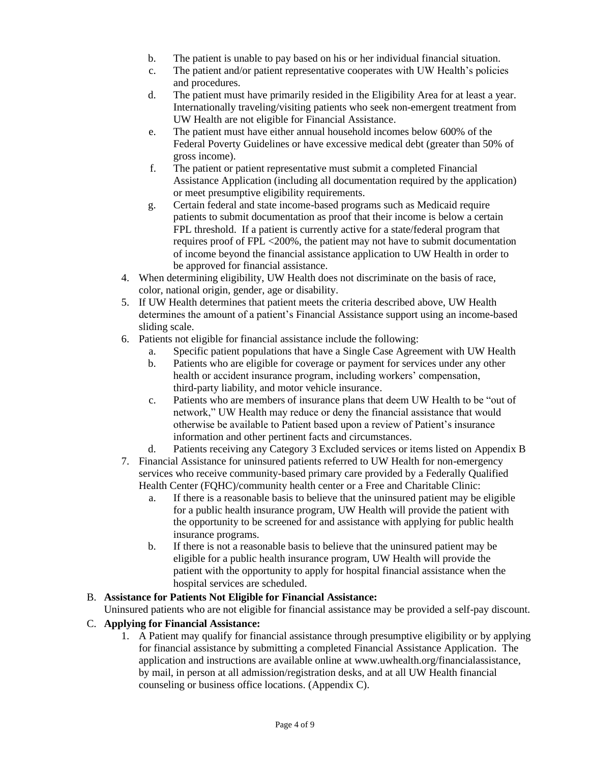b. The patient is unable to pay based on his or her individual financial situation.
   c. The patient and/or patient representative cooperates with UW Health's policies and procedures.
   d. The patient must have primarily resided in the Eligibility Area for at least a year. Internationally traveling/visiting patients who seek non-emergent treatment from UW Health are not eligible for Financial Assistance.
   e. The patient must have either annual household incomes below 600% of the Federal Poverty Guidelines or have excessive medical debt (greater than 50% of gross income).
   f. The patient or patient representative must submit a completed Financial Assistance Application (including all documentation required by the application) or meet presumptive eligibility requirements.
   g. Certain federal and state income-based programs such as Medicaid require patients to submit documentation as proof that their income is below a certain FPL threshold. If a patient is currently active for a state/federal program that requires proof of FPL <200%, the patient may not have to submit documentation of income beyond the financial assistance application to UW Health in order to be approved for financial assistance.
4. When determining eligibility, UW Health does not discriminate on the basis of race, color, national origin, gender, age or disability.
5. If UW Health determines that patient meets the criteria described above, UW Health determines the amount of a patient's Financial Assistance support using an income-based sliding scale.
6. Patients not eligible for financial assistance include the following:
   a. Specific patient populations that have a Single Case Agreement with UW Health
   b. Patients who are eligible for coverage or payment for services under any other health or accident insurance program, including workers' compensation, third-party liability, and motor vehicle insurance.
   c. Patients who are members of insurance plans that deem UW Health to be "out of network," UW Health may reduce or deny the financial assistance that would otherwise be available to Patient based upon a review of Patient's insurance information and other pertinent facts and circumstances.
   d. Patients receiving any Category 3 Excluded services or items listed on Appendix B
7. Financial Assistance for uninsured patients referred to UW Health for non-emergency services who receive community-based primary care provided by a Federally Qualified Health Center (FQHC)/community health center or a Free and Charitable Clinic:
   a. If there is a reasonable basis to believe that the uninsured patient may be eligible for a public health insurance program, UW Health will provide the patient with the opportunity to be screened for and assistance with applying for public health insurance programs.
   b. If there is not a reasonable basis to believe that the uninsured patient may be eligible for a public health insurance program, UW Health will provide the patient with the opportunity to apply for hospital financial assistance when the hospital services are scheduled.

B. **Assistance for Patients Not Eligible for Financial Assistance:**
   Uninsured patients who are not eligible for financial assistance may be provided a self-pay discount.

C. **Applying for Financial Assistance:**
   1. A Patient may qualify for financial assistance through presumptive eligibility or by applying for financial assistance by submitting a completed Financial Assistance Application. The application and instructions are available online at www.uwhealth.org/financialassistance, by mail, in person at all admission/registration desks, and at all UW Health financial counseling or business office locations. (Appendix C).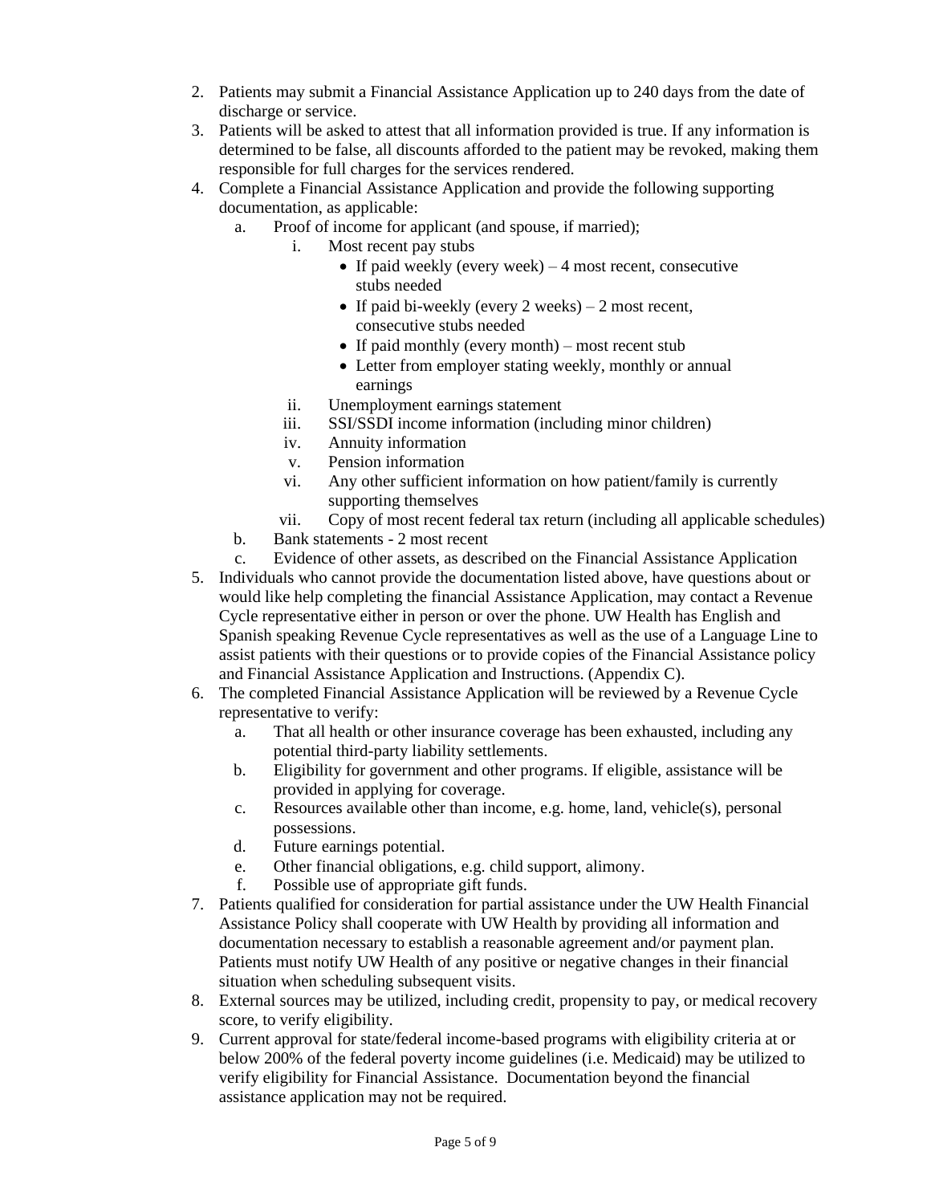2. Patients may submit a Financial Assistance Application up to 240 days from the date of discharge or service.
3. Patients will be asked to attest that all information provided is true. If any information is determined to be false, all discounts afforded to the patient may be revoked, making them responsible for full charges for the services rendered.
4. Complete a Financial Assistance Application and provide the following supporting documentation, as applicable:
    a. Proof of income for applicant (and spouse, if married);
        i. Most recent pay stubs
            - If paid weekly (every week) – 4 most recent, consecutive stubs needed
            - If paid bi-weekly (every 2 weeks) – 2 most recent, consecutive stubs needed
            - If paid monthly (every month) – most recent stub
            - Letter from employer stating weekly, monthly or annual earnings
        ii. Unemployment earnings statement
        iii. SSI/SSDI income information (including minor children)
        iv. Annuity information
        v. Pension information
        vi. Any other sufficient information on how patient/family is currently supporting themselves
        vii. Copy of most recent federal tax return (including all applicable schedules)
    b. Bank statements - 2 most recent
    c. Evidence of other assets, as described on the Financial Assistance Application
5. Individuals who cannot provide the documentation listed above, have questions about or would like help completing the financial Assistance Application, may contact a Revenue Cycle representative either in person or over the phone. UW Health has English and Spanish speaking Revenue Cycle representatives as well as the use of a Language Line to assist patients with their questions or to provide copies of the Financial Assistance policy and Financial Assistance Application and Instructions. (Appendix C).
6. The completed Financial Assistance Application will be reviewed by a Revenue Cycle representative to verify:
    a. That all health or other insurance coverage has been exhausted, including any potential third-party liability settlements.
    b. Eligibility for government and other programs. If eligible, assistance will be provided in applying for coverage.
    c. Resources available other than income, e.g. home, land, vehicle(s), personal possessions.
    d. Future earnings potential.
    e. Other financial obligations, e.g. child support, alimony.
    f. Possible use of appropriate gift funds.
7. Patients qualified for consideration for partial assistance under the UW Health Financial Assistance Policy shall cooperate with UW Health by providing all information and documentation necessary to establish a reasonable agreement and/or payment plan. Patients must notify UW Health of any positive or negative changes in their financial situation when scheduling subsequent visits.
8. External sources may be utilized, including credit, propensity to pay, or medical recovery score, to verify eligibility.
9. Current approval for state/federal income-based programs with eligibility criteria at or below 200% of the federal poverty income guidelines (i.e. Medicaid) may be utilized to verify eligibility for Financial Assistance. Documentation beyond the financial assistance application may not be required.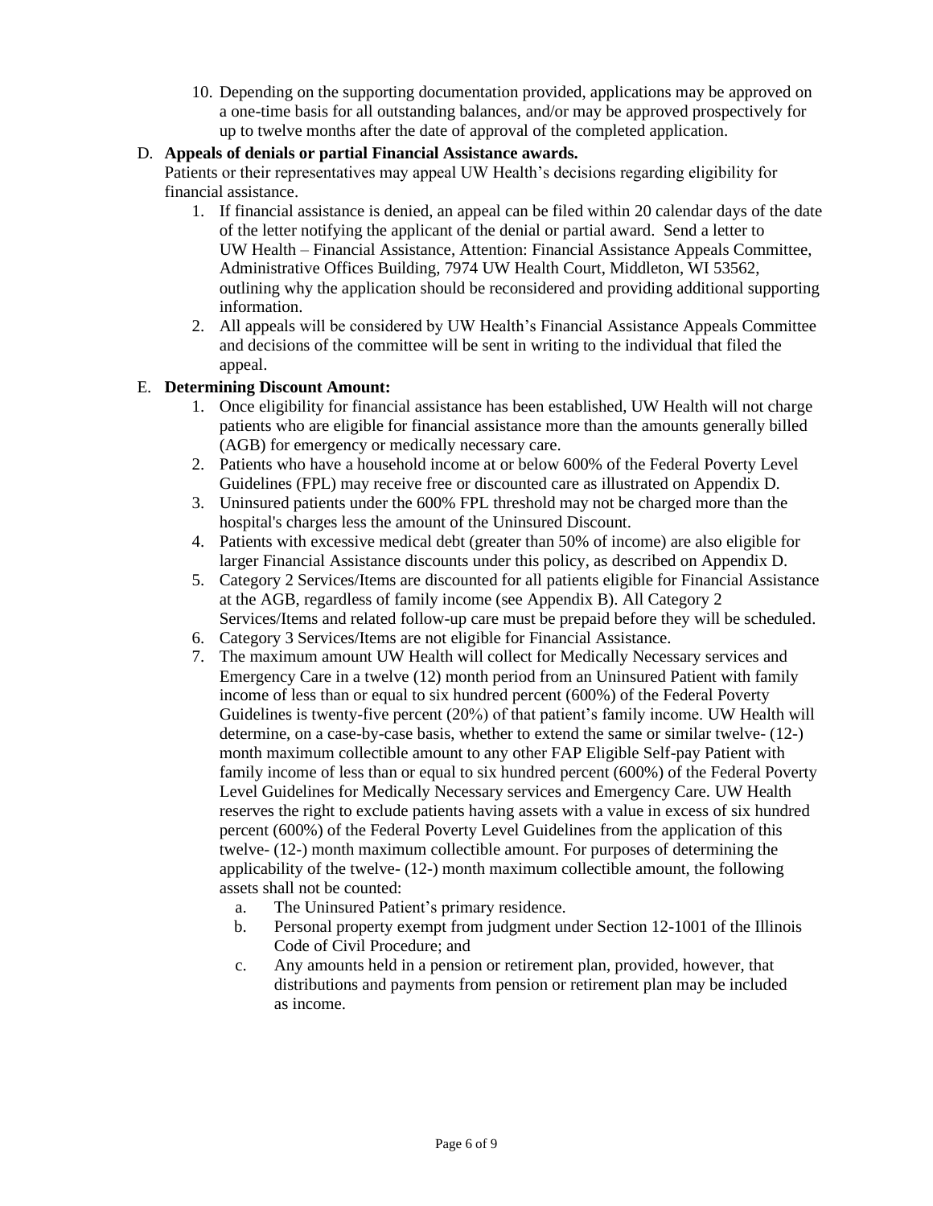10. Depending on the supporting documentation provided, applications may be approved on a one-time basis for all outstanding balances, and/or may be approved prospectively for up to twelve months after the date of approval of the completed application.

D. **Appeals of denials or partial Financial Assistance awards.**

Patients or their representatives may appeal UW Health's decisions regarding eligibility for financial assistance.

1. If financial assistance is denied, an appeal can be filed within 20 calendar days of the date of the letter notifying the applicant of the denial or partial award. Send a letter to UW Health – Financial Assistance, Attention: Financial Assistance Appeals Committee, Administrative Offices Building, 7974 UW Health Court, Middleton, WI 53562, outlining why the application should be reconsidered and providing additional supporting information.
2. All appeals will be considered by UW Health's Financial Assistance Appeals Committee and decisions of the committee will be sent in writing to the individual that filed the appeal.

E. **Determining Discount Amount:**

1. Once eligibility for financial assistance has been established, UW Health will not charge patients who are eligible for financial assistance more than the amounts generally billed (AGB) for emergency or medically necessary care.
2. Patients who have a household income at or below 600% of the Federal Poverty Level Guidelines (FPL) may receive free or discounted care as illustrated on Appendix D.
3. Uninsured patients under the 600% FPL threshold may not be charged more than the hospital's charges less the amount of the Uninsured Discount.
4. Patients with excessive medical debt (greater than 50% of income) are also eligible for larger Financial Assistance discounts under this policy, as described on Appendix D.
5. Category 2 Services/Items are discounted for all patients eligible for Financial Assistance at the AGB, regardless of family income (see Appendix B). All Category 2 Services/Items and related follow-up care must be prepaid before they will be scheduled.
6. Category 3 Services/Items are not eligible for Financial Assistance.
7. The maximum amount UW Health will collect for Medically Necessary services and Emergency Care in a twelve (12) month period from an Uninsured Patient with family income of less than or equal to six hundred percent (600%) of the Federal Poverty Guidelines is twenty-five percent (20%) of that patient's family income. UW Health will determine, on a case-by-case basis, whether to extend the same or similar twelve- (12-) month maximum collectible amount to any other FAP Eligible Self-pay Patient with family income of less than or equal to six hundred percent (600%) of the Federal Poverty Level Guidelines for Medically Necessary services and Emergency Care. UW Health reserves the right to exclude patients having assets with a value in excess of six hundred percent (600%) of the Federal Poverty Level Guidelines from the application of this twelve- (12-) month maximum collectible amount. For purposes of determining the applicability of the twelve- (12-) month maximum collectible amount, the following assets shall not be counted:
   a. The Uninsured Patient's primary residence.
   b. Personal property exempt from judgment under Section 12-1001 of the Illinois Code of Civil Procedure; and
   c. Any amounts held in a pension or retirement plan, provided, however, that distributions and payments from pension or retirement plan may be included as income.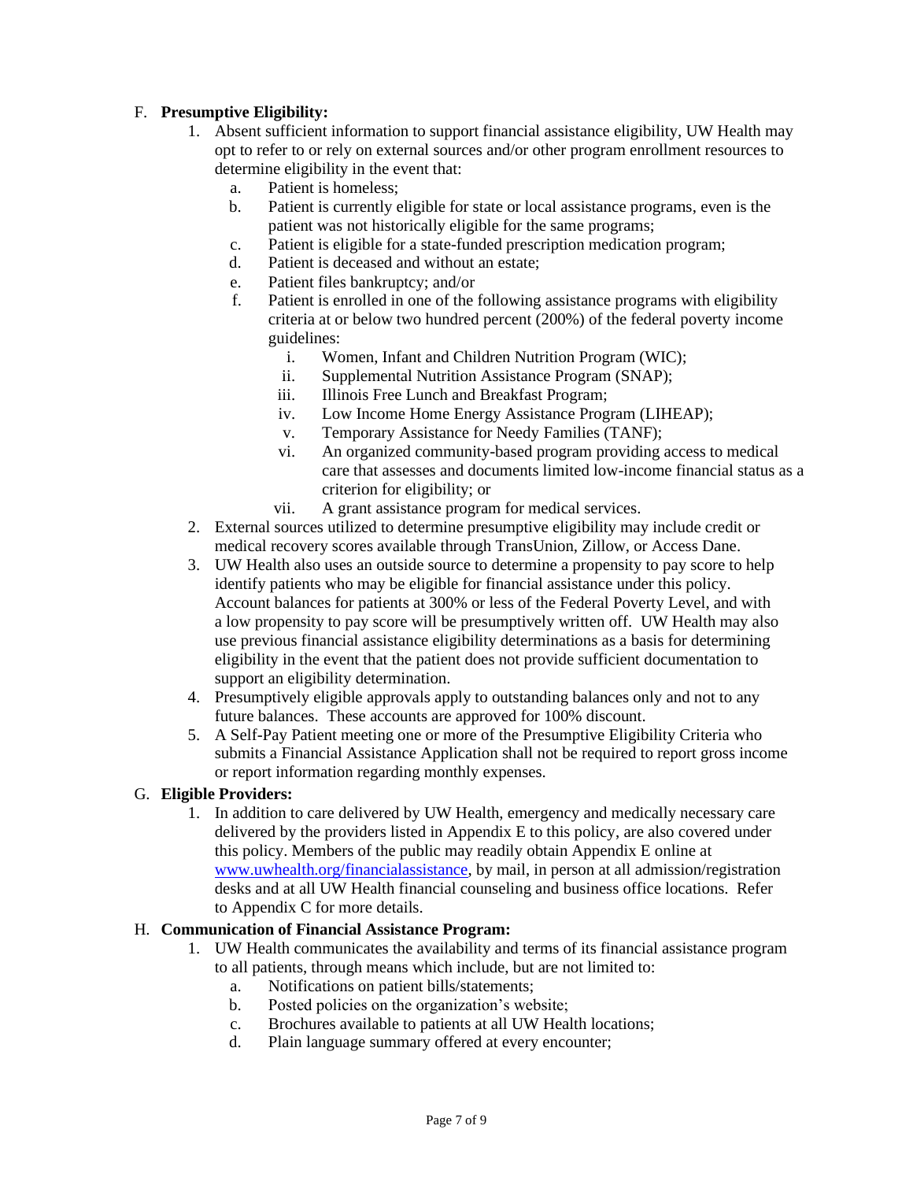F. **Presumptive Eligibility:**

1. Absent sufficient information to support financial assistance eligibility, UW Health may opt to refer to or rely on external sources and/or other program enrollment resources to determine eligibility in the event that:
   a. Patient is homeless;
   b. Patient is currently eligible for state or local assistance programs, even is the patient was not historically eligible for the same programs;
   c. Patient is eligible for a state-funded prescription medication program;
   d. Patient is deceased and without an estate;
   e. Patient files bankruptcy; and/or
   f. Patient is enrolled in one of the following assistance programs with eligibility criteria at or below two hundred percent (200%) of the federal poverty income guidelines:
      i. Women, Infant and Children Nutrition Program (WIC);
      ii. Supplemental Nutrition Assistance Program (SNAP);
      iii. Illinois Free Lunch and Breakfast Program;
      iv. Low Income Home Energy Assistance Program (LIHEAP);
      v. Temporary Assistance for Needy Families (TANF);
      vi. An organized community-based program providing access to medical care that assesses and documents limited low-income financial status as a criterion for eligibility; or
      vii. A grant assistance program for medical services.
2. External sources utilized to determine presumptive eligibility may include credit or medical recovery scores available through TransUnion, Zillow, or Access Dane.
3. UW Health also uses an outside source to determine a propensity to pay score to help identify patients who may be eligible for financial assistance under this policy. Account balances for patients at 300% or less of the Federal Poverty Level, and with a low propensity to pay score will be presumptively written off. UW Health may also use previous financial assistance eligibility determinations as a basis for determining eligibility in the event that the patient does not provide sufficient documentation to support an eligibility determination.
4. Presumptively eligible approvals apply to outstanding balances only and not to any future balances. These accounts are approved for 100% discount.
5. A Self-Pay Patient meeting one or more of the Presumptive Eligibility Criteria who submits a Financial Assistance Application shall not be required to report gross income or report information regarding monthly expenses.

G. **Eligible Providers:**

1. In addition to care delivered by UW Health, emergency and medically necessary care delivered by the providers listed in Appendix E to this policy, are also covered under this policy. Members of the public may readily obtain Appendix E online at [www.uwhealth.org/financialassistance](http://www.uwhealth.org/financialassistance), by mail, in person at all admission/registration desks and at all UW Health financial counseling and business office locations. Refer to Appendix C for more details.

H. **Communication of Financial Assistance Program:**

1. UW Health communicates the availability and terms of its financial assistance program to all patients, through means which include, but are not limited to:
   a. Notifications on patient bills/statements;
   b. Posted policies on the organization's website;
   c. Brochures available to patients at all UW Health locations;
   d. Plain language summary offered at every encounter;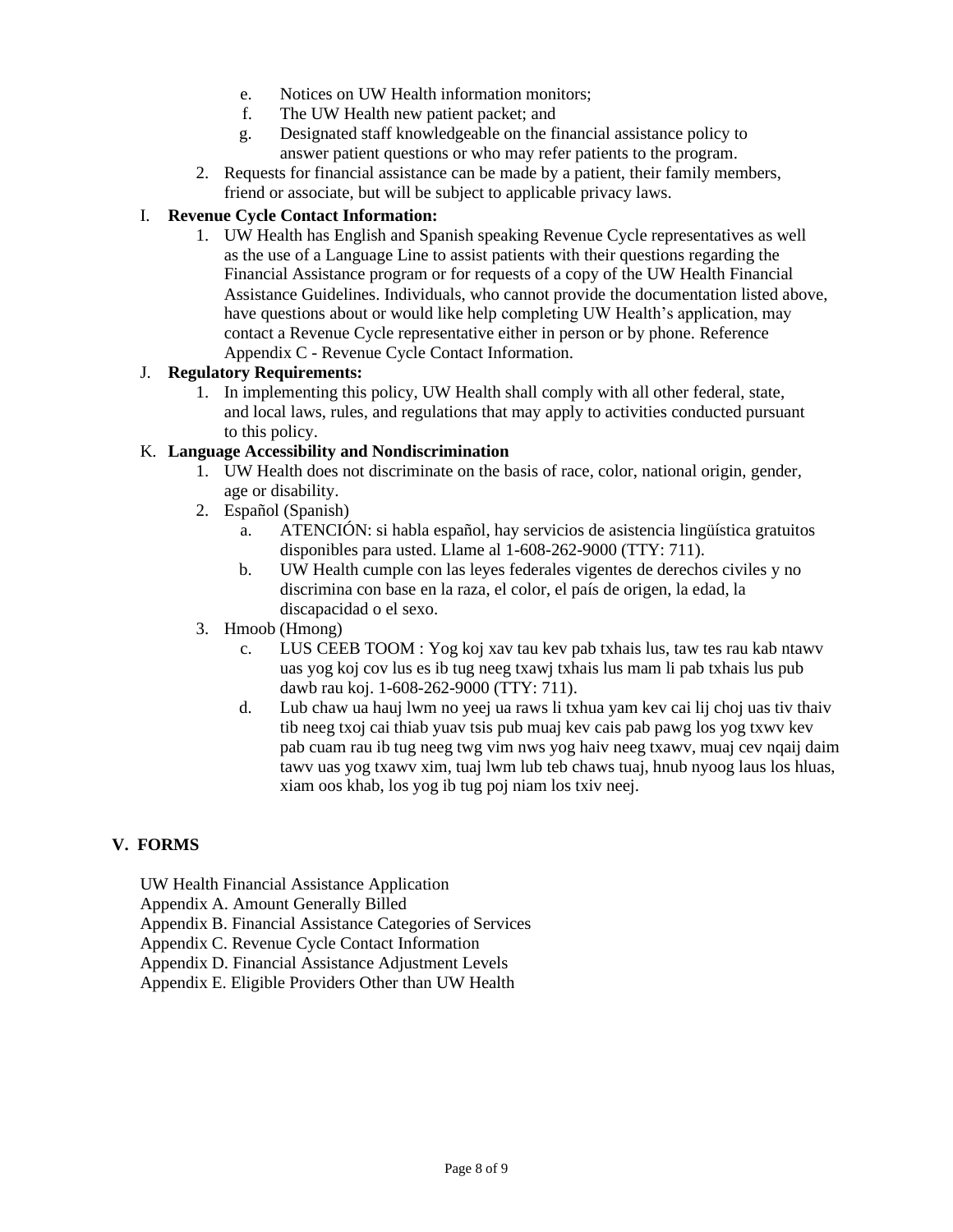e. Notices on UW Health information monitors;
f. The UW Health new patient packet; and
g. Designated staff knowledgeable on the financial assistance policy to answer patient questions or who may refer patients to the program.

2. Requests for financial assistance can be made by a patient, their family members, friend or associate, but will be subject to applicable privacy laws.

I. **Revenue Cycle Contact Information:**

1. UW Health has English and Spanish speaking Revenue Cycle representatives as well as the use of a Language Line to assist patients with their questions regarding the Financial Assistance program or for requests of a copy of the UW Health Financial Assistance Guidelines. Individuals, who cannot provide the documentation listed above, have questions about or would like help completing UW Health's application, may contact a Revenue Cycle representative either in person or by phone. Reference Appendix C - Revenue Cycle Contact Information.

J. **Regulatory Requirements:**

1. In implementing this policy, UW Health shall comply with all other federal, state, and local laws, rules, and regulations that may apply to activities conducted pursuant to this policy.

K. **Language Accessibility and Nondiscrimination**

1. UW Health does not discriminate on the basis of race, color, national origin, gender, age or disability.
2. Español (Spanish)
   a. ATENCIÓN: si habla español, hay servicios de asistencia lingüística gratuitos disponibles para usted. Llame al 1-608-262-9000 (TTY: 711).
   b. UW Health cumple con las leyes federales vigentes de derechos civiles y no discrimina con base en la raza, el color, el país de origen, la edad, la discapacidad o el sexo.
3. Hmoob (Hmong)
   c. LUS CEEB TOOM : Yog koj xav tau kev pab txhais lus, taw tes rau kab ntawv uas yog koj cov lus es ib tug neeg txawj txhais lus mam li pab txhais lus pub dawb rau koj. 1-608-262-9000 (TTY: 711).
   d. Lub chaw ua hauj lwm no yeej ua raws li txhua yam kev cai lij choj uas tiv thaiv tib neeg txoj cai thiab yuav tsis pub muaj kev cais pab pawg los yog txwv kev pab cuam rau ib tug neeg twg vim nws yog haiv neeg txawv, muaj cev nqaij daim tawv uas yog txawv xim, tuaj lwm lub teb chaws tuaj, hnub nyoog laus los hluas, xiam oos khab, los yog ib tug poj niam los txiv neej.

## V. FORMS

UW Health Financial Assistance Application
Appendix A. Amount Generally Billed
Appendix B. Financial Assistance Categories of Services
Appendix C. Revenue Cycle Contact Information
Appendix D. Financial Assistance Adjustment Levels
Appendix E. Eligible Providers Other than UW Health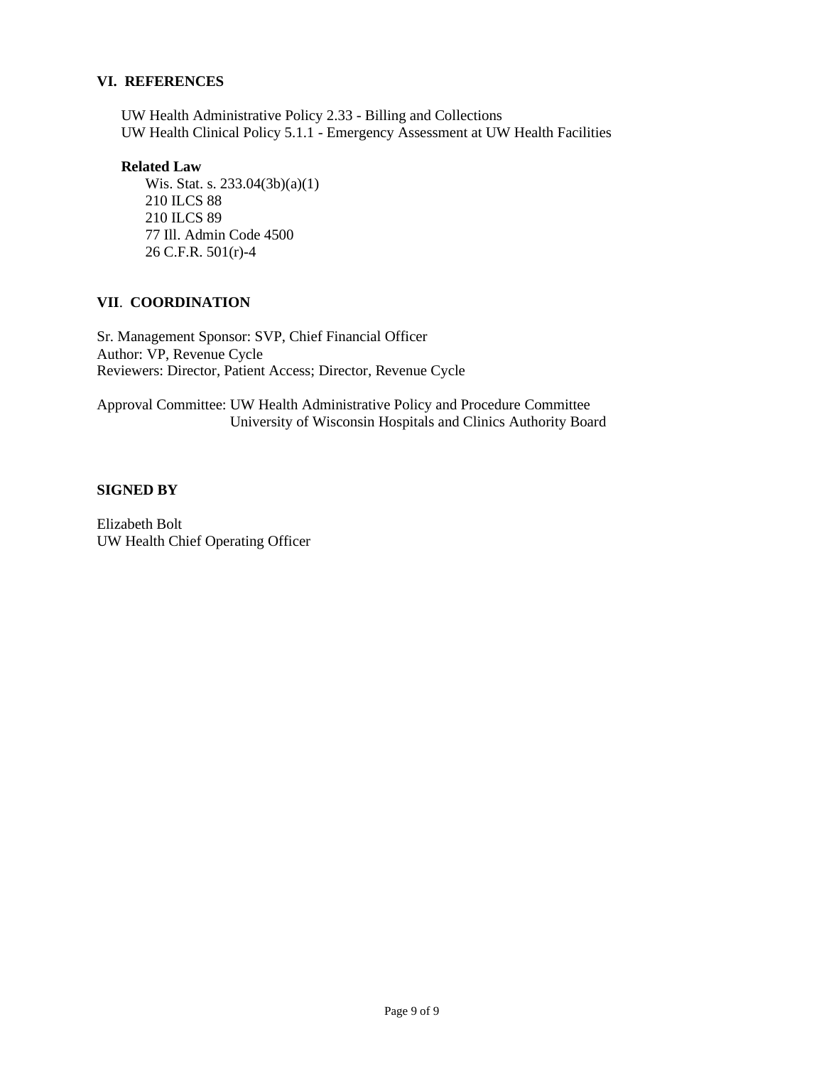## VI. REFERENCES

UW Health Administrative Policy 2.33 - Billing and Collections
UW Health Clinical Policy 5.1.1 - Emergency Assessment at UW Health Facilities

**Related Law**

Wis. Stat. s. 233.04(3b)(a)(1)
210 ILCS 88
210 ILCS 89
77 Ill. Admin Code 4500
26 C.F.R. 501(r)-4

## VII. COORDINATION

Sr. Management Sponsor: SVP, Chief Financial Officer
Author: VP, Revenue Cycle
Reviewers: Director, Patient Access; Director, Revenue Cycle

Approval Committee: UW Health Administrative Policy and Procedure Committee
University of Wisconsin Hospitals and Clinics Authority Board

**SIGNED BY**

Elizabeth Bolt
UW Health Chief Operating Officer